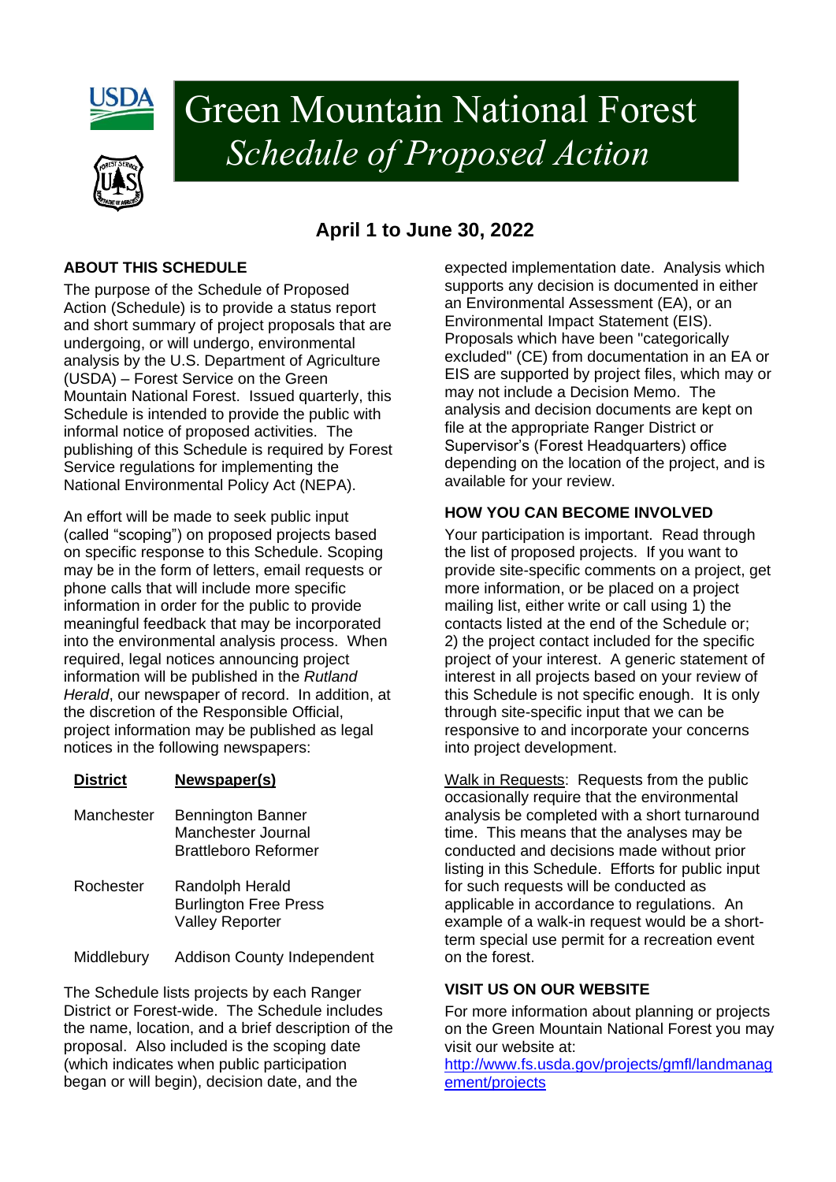# Green Mountain National Forest
## *Schedule of Proposed Action*

**April 1 to June 30, 2022**

### ABOUT THIS SCHEDULE

The purpose of the Schedule of Proposed Action (Schedule) is to provide a status report and short summary of project proposals that are undergoing, or will undergo, environmental analysis by the U.S. Department of Agriculture (USDA) – Forest Service on the Green Mountain National Forest. Issued quarterly, this Schedule is intended to provide the public with informal notice of proposed activities. The publishing of this Schedule is required by Forest Service regulations for implementing the National Environmental Policy Act (NEPA).

An effort will be made to seek public input (called "scoping") on proposed projects based on specific response to this Schedule. Scoping may be in the form of letters, email requests or phone calls that will include more specific information in order for the public to provide meaningful feedback that may be incorporated into the environmental analysis process. When required, legal notices announcing project information will be published in the *Rutland Herald*, our newspaper of record. In addition, at the discretion of the Responsible Official, project information may be published as legal notices in the following newspapers:

| District | Newspaper(s) |
|---|---|
| Manchester | Bennington Banner<br>Manchester Journal<br>Brattleboro Reformer |
| Rochester | Randolph Herald<br>Burlington Free Press<br>Valley Reporter |
| Middlebury | Addison County Independent |

The Schedule lists projects by each Ranger District or Forest-wide. The Schedule includes the name, location, and a brief description of the proposal. Also included is the scoping date (which indicates when public participation began or will begin), decision date, and the expected implementation date. Analysis which supports any decision is documented in either an Environmental Assessment (EA), or an Environmental Impact Statement (EIS). Proposals which have been "categorically excluded" (CE) from documentation in an EA or EIS are supported by project files, which may or may not include a Decision Memo. The analysis and decision documents are kept on file at the appropriate Ranger District or Supervisor's (Forest Headquarters) office depending on the location of the project, and is available for your review.

### HOW YOU CAN BECOME INVOLVED

Your participation is important. Read through the list of proposed projects. If you want to provide site-specific comments on a project, get more information, or be placed on a project mailing list, either write or call using 1) the contacts listed at the end of the Schedule or; 2) the project contact included for the specific project of your interest. A generic statement of interest in all projects based on your review of this Schedule is not specific enough. It is only through site-specific input that we can be responsive to and incorporate your concerns into project development.

Walk in Requests: Requests from the public occasionally require that the environmental analysis be completed with a short turnaround time. This means that the analyses may be conducted and decisions made without prior listing in this Schedule. Efforts for public input for such requests will be conducted as applicable in accordance to regulations. An example of a walk-in request would be a short-term special use permit for a recreation event on the forest.

### VISIT US ON OUR WEBSITE

For more information about planning or projects on the Green Mountain National Forest you may visit our website at:
http://www.fs.usda.gov/projects/gmfl/landmanagement/projects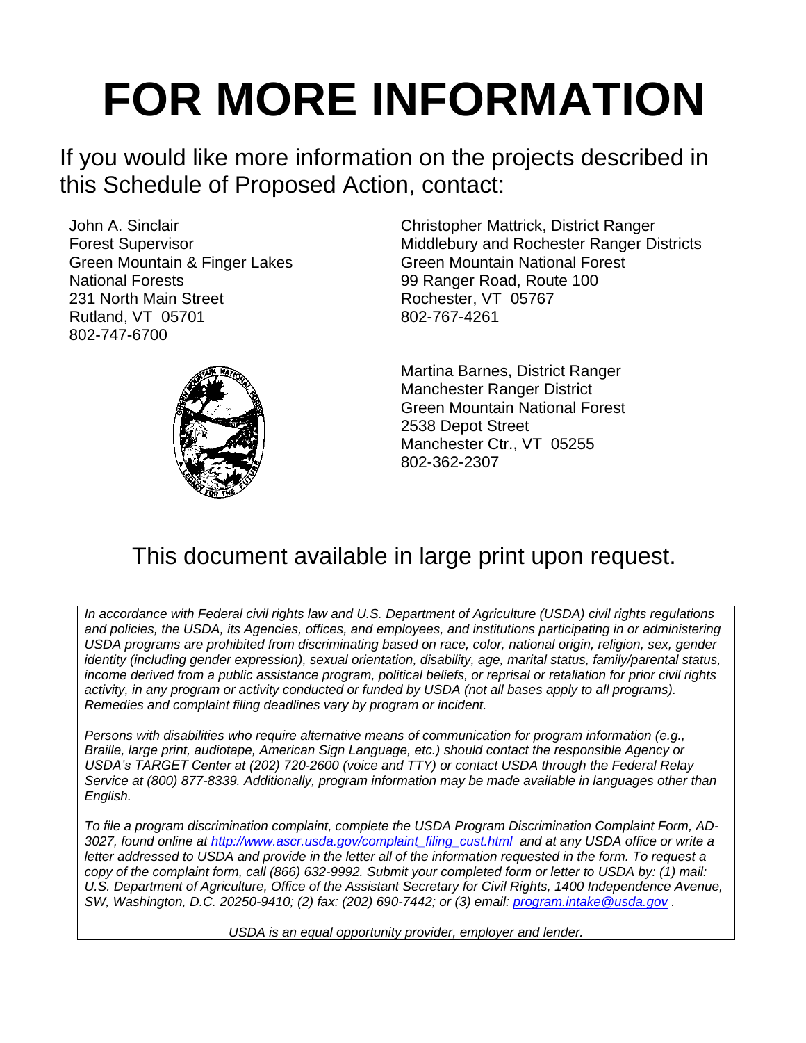# FOR MORE INFORMATION

If you would like more information on the projects described in this Schedule of Proposed Action, contact:

John A. Sinclair
Forest Supervisor
Green Mountain & Finger Lakes National Forests
231 North Main Street
Rutland, VT 05701
802-747-6700

Christopher Mattrick, District Ranger
Middlebury and Rochester Ranger Districts
Green Mountain National Forest
99 Ranger Road, Route 100
Rochester, VT 05767
802-767-4261

Martina Barnes, District Ranger
Manchester Ranger District
Green Mountain National Forest
2538 Depot Street
Manchester Ctr., VT 05255
802-362-2307

This document available in large print upon request.

*In accordance with Federal civil rights law and U.S. Department of Agriculture (USDA) civil rights regulations and policies, the USDA, its Agencies, offices, and employees, and institutions participating in or administering USDA programs are prohibited from discriminating based on race, color, national origin, religion, sex, gender identity (including gender expression), sexual orientation, disability, age, marital status, family/parental status, income derived from a public assistance program, political beliefs, or reprisal or retaliation for prior civil rights activity, in any program or activity conducted or funded by USDA (not all bases apply to all programs). Remedies and complaint filing deadlines vary by program or incident.*

*Persons with disabilities who require alternative means of communication for program information (e.g., Braille, large print, audiotape, American Sign Language, etc.) should contact the responsible Agency or USDA's TARGET Center at (202) 720-2600 (voice and TTY) or contact USDA through the Federal Relay Service at (800) 877-8339. Additionally, program information may be made available in languages other than English.*

*To file a program discrimination complaint, complete the USDA Program Discrimination Complaint Form, AD-3027, found online at http://www.ascr.usda.gov/complaint_filing_cust.html and at any USDA office or write a letter addressed to USDA and provide in the letter all of the information requested in the form. To request a copy of the complaint form, call (866) 632-9992. Submit your completed form or letter to USDA by: (1) mail: U.S. Department of Agriculture, Office of the Assistant Secretary for Civil Rights, 1400 Independence Avenue, SW, Washington, D.C. 20250-9410; (2) fax: (202) 690-7442; or (3) email: program.intake@usda.gov .*

*USDA is an equal opportunity provider, employer and lender.*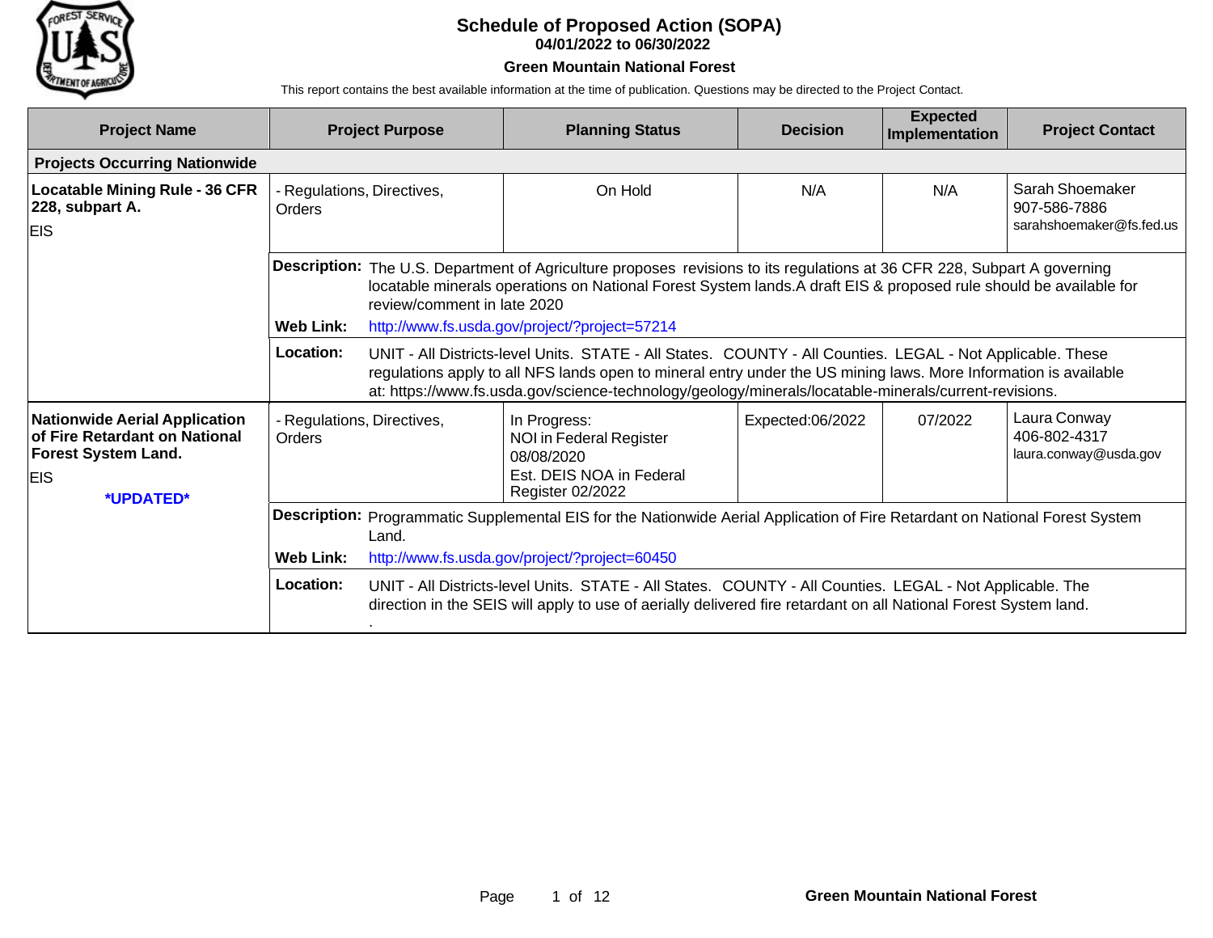# Schedule of Proposed Action (SOPA)

**04/01/2022 to 06/30/2022**

**Green Mountain National Forest**

This report contains the best available information at the time of publication. Questions may be directed to the Project Contact.

| Project Name | Project Purpose | Planning Status | Decision | Expected Implementation | Project Contact |
|---|---|---|---|---|---|
| **Projects Occurring Nationwide** | | | | | |
| **Locatable Mining Rule - 36 CFR 228, subpart A.**<br>EIS | - Regulations, Directives, Orders | On Hold | N/A | N/A | Sarah Shoemaker<br>907-586-7886<br>sarahshoemaker@fs.fed.us |
| | **Description:** The U.S. Department of Agriculture proposes revisions to its regulations at 36 CFR 228, Subpart A governing locatable minerals operations on National Forest System lands.A draft EIS & proposed rule should be available for review/comment in late 2020<br>**Web Link:** http://www.fs.usda.gov/project/?project=57214 | | | | |
| | **Location:** UNIT - All Districts-level Units. STATE - All States. COUNTY - All Counties. LEGAL - Not Applicable. These regulations apply to all NFS lands open to mineral entry under the US mining laws. More Information is available at: https://www.fs.usda.gov/science-technology/geology/minerals/locatable-minerals/current-revisions. | | | | |
| **Nationwide Aerial Application of Fire Retardant on National Forest System Land.**<br>EIS<br>**\*UPDATED\*** | - Regulations, Directives, Orders | In Progress:<br>NOI in Federal Register 08/08/2020<br>Est. DEIS NOA in Federal Register 02/2022 | Expected:06/2022 | 07/2022 | Laura Conway<br>406-802-4317<br>laura.conway@usda.gov |
| | **Description:** Programmatic Supplemental EIS for the Nationwide Aerial Application of Fire Retardant on National Forest System Land.<br>**Web Link:** http://www.fs.usda.gov/project/?project=60450 | | | | |
| | **Location:** UNIT - All Districts-level Units. STATE - All States. COUNTY - All Counties. LEGAL - Not Applicable. The direction in the SEIS will apply to use of aerially delivered fire retardant on all National Forest System land. . | | | | |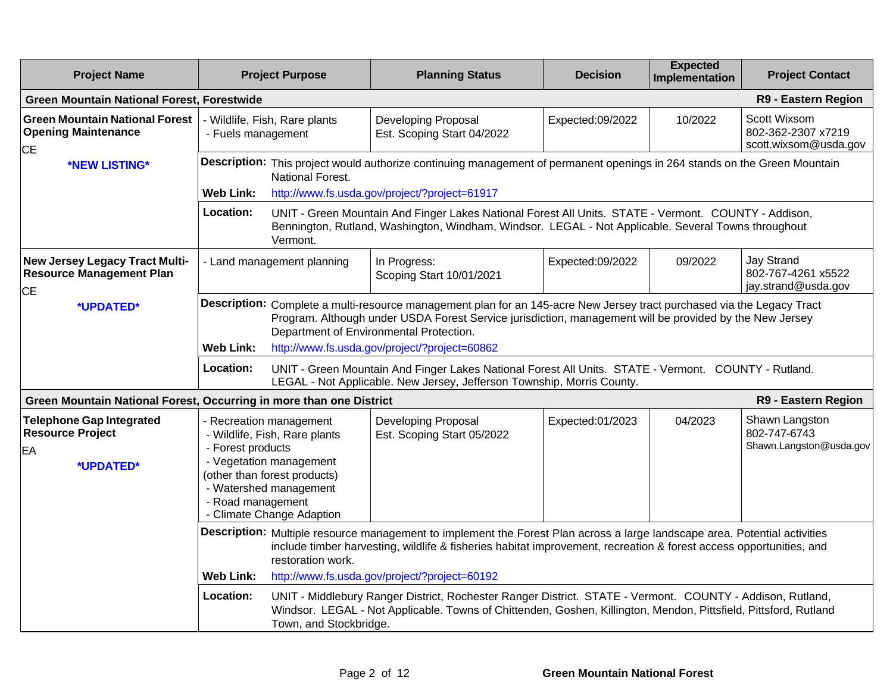| Project Name | Project Purpose | Planning Status | Decision | Expected Implementation | Project Contact |
|---|---|---|---|---|---|
| **Green Mountain National Forest, Forestwide** | | | | | **R9 - Eastern Region** |
| **Green Mountain National Forest Opening Maintenance**<br>CE<br>***NEW LISTING*** | - Wildlife, Fish, Rare plants<br>- Fuels management | Developing Proposal<br>Est. Scoping Start 04/2022 | Expected:09/2022 | 10/2022 | Scott Wixsom<br>802-362-2307 x7219<br>scott.wixsom@usda.gov |
| | **Description:** This project would authorize continuing management of permanent openings in 264 stands on the Green Mountain National Forest.<br>**Web Link:** http://www.fs.usda.gov/project/?project=61917 | | | | |
| | **Location:** UNIT - Green Mountain And Finger Lakes National Forest All Units. STATE - Vermont. COUNTY - Addison, Bennington, Rutland, Washington, Windham, Windsor. LEGAL - Not Applicable. Several Towns throughout Vermont. | | | | |
| **New Jersey Legacy Tract Multi-Resource Management Plan**<br>CE<br>***UPDATED*** | - Land management planning | In Progress:<br>Scoping Start 10/01/2021 | Expected:09/2022 | 09/2022 | Jay Strand<br>802-767-4261 x5522<br>jay.strand@usda.gov |
| | **Description:** Complete a multi-resource management plan for an 145-acre New Jersey tract purchased via the Legacy Tract Program. Although under USDA Forest Service jurisdiction, management will be provided by the New Jersey Department of Environmental Protection.<br>**Web Link:** http://www.fs.usda.gov/project/?project=60862 | | | | |
| | **Location:** UNIT - Green Mountain And Finger Lakes National Forest All Units. STATE - Vermont. COUNTY - Rutland. LEGAL - Not Applicable. New Jersey, Jefferson Township, Morris County. | | | | |
| **Green Mountain National Forest, Occurring in more than one District** | | | | | **R9 - Eastern Region** |
| **Telephone Gap Integrated Resource Project**<br>EA<br>***UPDATED*** | - Recreation management<br>- Wildlife, Fish, Rare plants<br>- Forest products<br>- Vegetation management (other than forest products)<br>- Watershed management<br>- Road management<br>- Climate Change Adaption | Developing Proposal<br>Est. Scoping Start 05/2022 | Expected:01/2023 | 04/2023 | Shawn Langston<br>802-747-6743<br>Shawn.Langston@usda.gov |
| | **Description:** Multiple resource management to implement the Forest Plan across a large landscape area. Potential activities include timber harvesting, wildlife & fisheries habitat improvement, recreation & forest access opportunities, and restoration work.<br>**Web Link:** http://www.fs.usda.gov/project/?project=60192 | | | | |
| | **Location:** UNIT - Middlebury Ranger District, Rochester Ranger District. STATE - Vermont. COUNTY - Addison, Rutland, Windsor. LEGAL - Not Applicable. Towns of Chittenden, Goshen, Killington, Mendon, Pittsfield, Pittsford, Rutland Town, and Stockbridge. | | | | |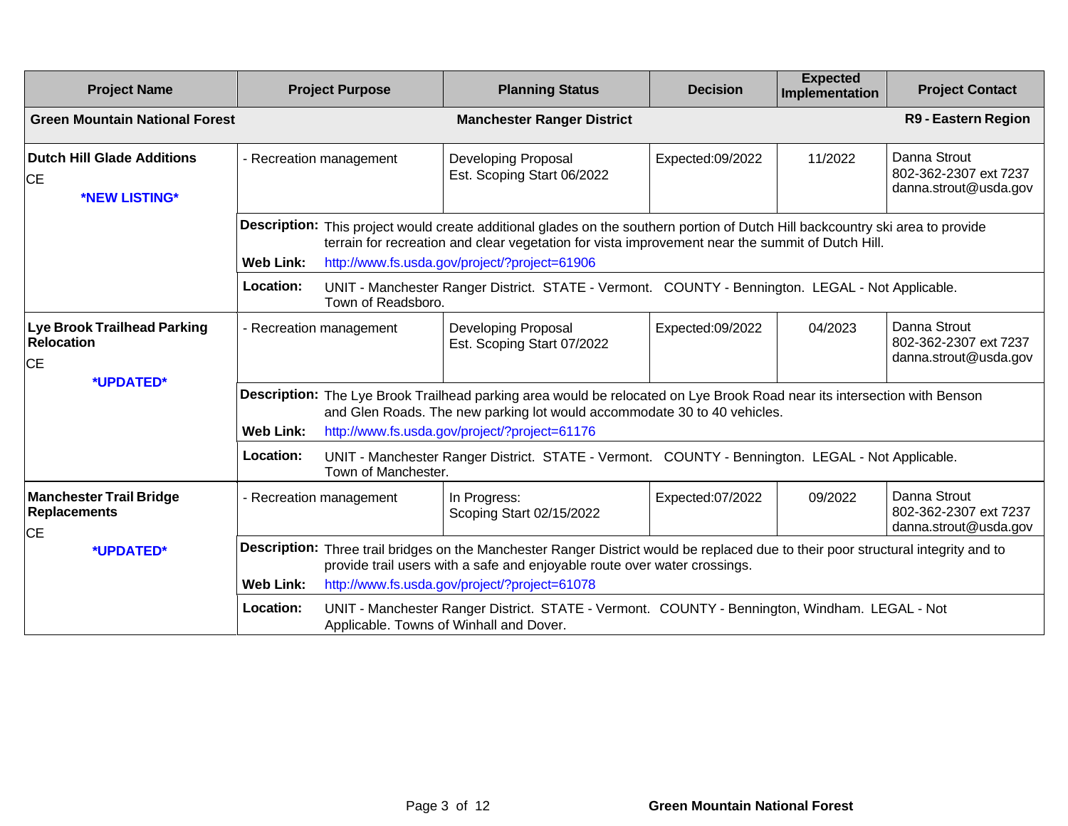| Project Name | Project Purpose | Planning Status | Decision | Expected Implementation | Project Contact |
|---|---|---|---|---|---|
| **Green Mountain National Forest** | | **Manchester Ranger District** | | | **R9 - Eastern Region** |
| **Dutch Hill Glade Additions**<br>CE<br>***NEW LISTING*** | - Recreation management | Developing Proposal<br>Est. Scoping Start 06/2022 | Expected:09/2022 | 11/2022 | Danna Strout<br>802-362-2307 ext 7237<br>danna.strout@usda.gov |
| | **Description:** This project would create additional glades on the southern portion of Dutch Hill backcountry ski area to provide terrain for recreation and clear vegetation for vista improvement near the summit of Dutch Hill.<br>**Web Link:** http://www.fs.usda.gov/project/?project=61906<br>**Location:** UNIT - Manchester Ranger District. STATE - Vermont. COUNTY - Bennington. LEGAL - Not Applicable. Town of Readsboro. | | | | |
| **Lye Brook Trailhead Parking Relocation**<br>CE<br>***UPDATED*** | - Recreation management | Developing Proposal<br>Est. Scoping Start 07/2022 | Expected:09/2022 | 04/2023 | Danna Strout<br>802-362-2307 ext 7237<br>danna.strout@usda.gov |
| | **Description:** The Lye Brook Trailhead parking area would be relocated on Lye Brook Road near its intersection with Benson and Glen Roads. The new parking lot would accommodate 30 to 40 vehicles.<br>**Web Link:** http://www.fs.usda.gov/project/?project=61176<br>**Location:** UNIT - Manchester Ranger District. STATE - Vermont. COUNTY - Bennington. LEGAL - Not Applicable. Town of Manchester. | | | | |
| **Manchester Trail Bridge Replacements**<br>CE<br>***UPDATED*** | - Recreation management | In Progress:<br>Scoping Start 02/15/2022 | Expected:07/2022 | 09/2022 | Danna Strout<br>802-362-2307 ext 7237<br>danna.strout@usda.gov |
| | **Description:** Three trail bridges on the Manchester Ranger District would be replaced due to their poor structural integrity and to provide trail users with a safe and enjoyable route over water crossings.<br>**Web Link:** http://www.fs.usda.gov/project/?project=61078<br>**Location:** UNIT - Manchester Ranger District. STATE - Vermont. COUNTY - Bennington, Windham. LEGAL - Not Applicable. Towns of Winhall and Dover. | | | | |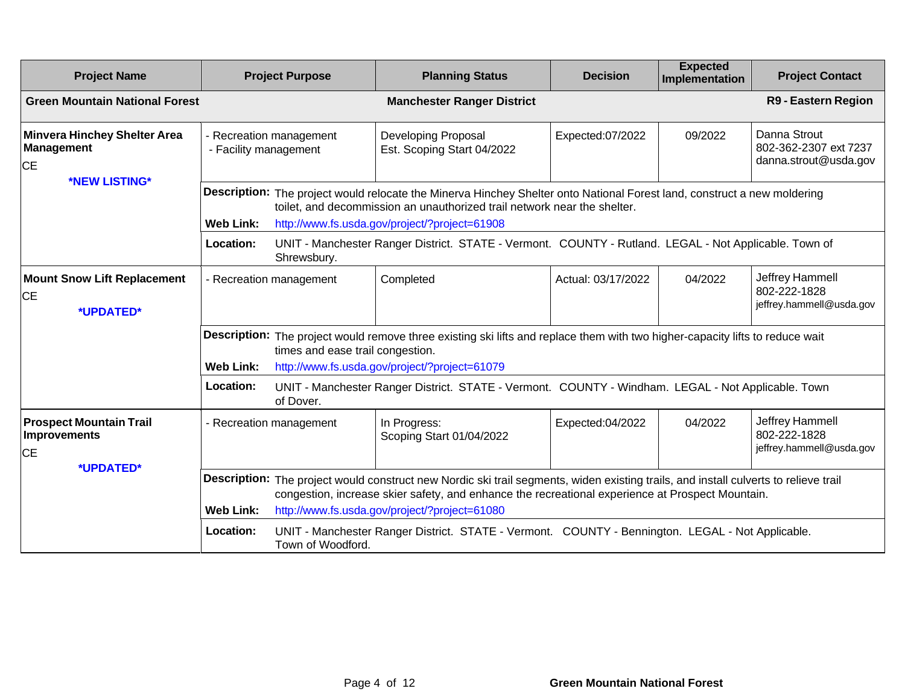| Project Name | Project Purpose | Planning Status | Decision | Expected Implementation | Project Contact |
|---|---|---|---|---|---|
| **Green Mountain National Forest** | | **Manchester Ranger District** | | | **R9 - Eastern Region** |
| **Minvera Hinchey Shelter Area Management**<br>CE<br>***NEW LISTING*** | - Recreation management<br>- Facility management | Developing Proposal<br>Est. Scoping Start 04/2022 | Expected:07/2022 | 09/2022 | Danna Strout<br>802-362-2307 ext 7237<br>danna.strout@usda.gov |
| | **Description:** The project would relocate the Minerva Hinchey Shelter onto National Forest land, construct a new moldering toilet, and decommission an unauthorized trail network near the shelter.<br>**Web Link:** http://www.fs.usda.gov/project/?project=61908<br>**Location:** UNIT - Manchester Ranger District. STATE - Vermont. COUNTY - Rutland. LEGAL - Not Applicable. Town of Shrewsbury. | | | | |
| **Mount Snow Lift Replacement**<br>CE<br>***UPDATED*** | - Recreation management | Completed | Actual: 03/17/2022 | 04/2022 | Jeffrey Hammell<br>802-222-1828<br>jeffrey.hammell@usda.gov |
| | **Description:** The project would remove three existing ski lifts and replace them with two higher-capacity lifts to reduce wait times and ease trail congestion.<br>**Web Link:** http://www.fs.usda.gov/project/?project=61079<br>**Location:** UNIT - Manchester Ranger District. STATE - Vermont. COUNTY - Windham. LEGAL - Not Applicable. Town of Dover. | | | | |
| **Prospect Mountain Trail Improvements**<br>CE<br>***UPDATED*** | - Recreation management | In Progress:<br>Scoping Start 01/04/2022 | Expected:04/2022 | 04/2022 | Jeffrey Hammell<br>802-222-1828<br>jeffrey.hammell@usda.gov |
| | **Description:** The project would construct new Nordic ski trail segments, widen existing trails, and install culverts to relieve trail congestion, increase skier safety, and enhance the recreational experience at Prospect Mountain.<br>**Web Link:** http://www.fs.usda.gov/project/?project=61080<br>**Location:** UNIT - Manchester Ranger District. STATE - Vermont. COUNTY - Bennington. LEGAL - Not Applicable. Town of Woodford. | | | | |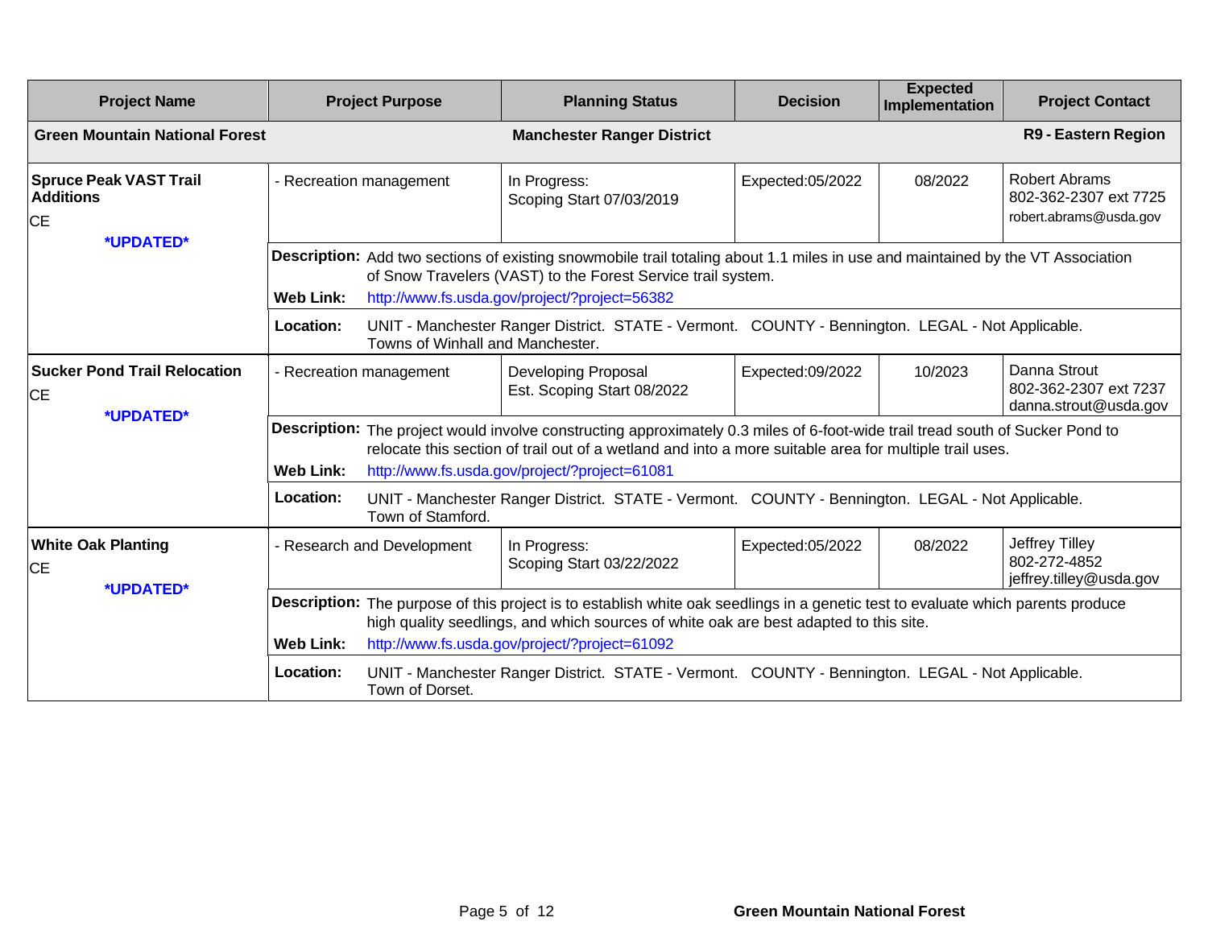| Project Name | Project Purpose | Planning Status | Decision | Expected Implementation | Project Contact |
|---|---|---|---|---|---|
| **Green Mountain National Forest** | | **Manchester Ranger District** | | | **R9 - Eastern Region** |
| **Spruce Peak VAST Trail Additions**<br>CE<br>***UPDATED*** | - Recreation management | In Progress:<br>Scoping Start 07/03/2019 | Expected:05/2022 | 08/2022 | Robert Abrams<br>802-362-2307 ext 7725<br>robert.abrams@usda.gov |
| | **Description:** Add two sections of existing snowmobile trail totaling about 1.1 miles in use and maintained by the VT Association of Snow Travelers (VAST) to the Forest Service trail system.<br>**Web Link:** http://www.fs.usda.gov/project/?project=56382 | | | | |
| | **Location:** UNIT - Manchester Ranger District. STATE - Vermont. COUNTY - Bennington. LEGAL - Not Applicable. Towns of Winhall and Manchester. | | | | |
| **Sucker Pond Trail Relocation**<br>CE<br>***UPDATED*** | - Recreation management | Developing Proposal<br>Est. Scoping Start 08/2022 | Expected:09/2022 | 10/2023 | Danna Strout<br>802-362-2307 ext 7237<br>danna.strout@usda.gov |
| | **Description:** The project would involve constructing approximately 0.3 miles of 6-foot-wide trail tread south of Sucker Pond to relocate this section of trail out of a wetland and into a more suitable area for multiple trail uses.<br>**Web Link:** http://www.fs.usda.gov/project/?project=61081 | | | | |
| | **Location:** UNIT - Manchester Ranger District. STATE - Vermont. COUNTY - Bennington. LEGAL - Not Applicable. Town of Stamford. | | | | |
| **White Oak Planting**<br>CE<br>***UPDATED*** | - Research and Development | In Progress:<br>Scoping Start 03/22/2022 | Expected:05/2022 | 08/2022 | Jeffrey Tilley<br>802-272-4852<br>jeffrey.tilley@usda.gov |
| | **Description:** The purpose of this project is to establish white oak seedlings in a genetic test to evaluate which parents produce high quality seedlings, and which sources of white oak are best adapted to this site.<br>**Web Link:** http://www.fs.usda.gov/project/?project=61092 | | | | |
| | **Location:** UNIT - Manchester Ranger District. STATE - Vermont. COUNTY - Bennington. LEGAL - Not Applicable. Town of Dorset. | | | | |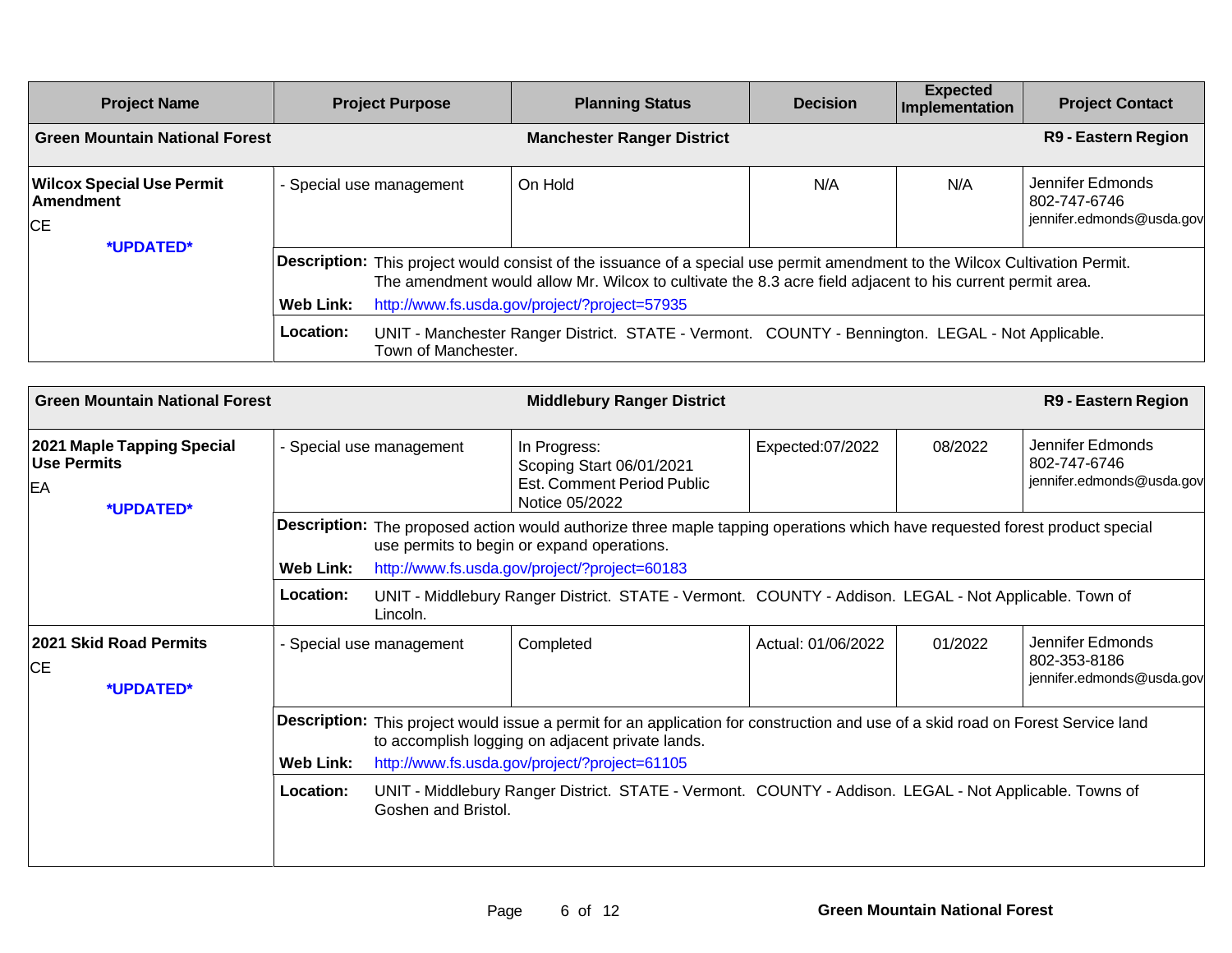| Project Name | Project Purpose | Planning Status | Decision | Expected Implementation | Project Contact |
|---|---|---|---|---|---|
| **Green Mountain National Forest** | | **Manchester Ranger District** | | | **R9 - Eastern Region** |
| **Wilcox Special Use Permit Amendment** CE ***UPDATED*** | - Special use management | On Hold | N/A | N/A | Jennifer Edmonds 802-747-6746 jennifer.edmonds@usda.gov |

**Description:** This project would consist of the issuance of a special use permit amendment to the Wilcox Cultivation Permit. The amendment would allow Mr. Wilcox to cultivate the 8.3 acre field adjacent to his current permit area.

**Web Link:** http://www.fs.usda.gov/project/?project=57935

**Location:** UNIT - Manchester Ranger District. STATE - Vermont. COUNTY - Bennington. LEGAL - Not Applicable. Town of Manchester.

| Project Name | Project Purpose | Planning Status | Decision | Expected Implementation | Project Contact |
|---|---|---|---|---|---|
| **Green Mountain National Forest** | | **Middlebury Ranger District** | | | **R9 - Eastern Region** |
| **2021 Maple Tapping Special Use Permits** EA ***UPDATED*** | - Special use management | In Progress: Scoping Start 06/01/2021 Est. Comment Period Public Notice 05/2022 | Expected:07/2022 | 08/2022 | Jennifer Edmonds 802-747-6746 jennifer.edmonds@usda.gov |

**Description:** The proposed action would authorize three maple tapping operations which have requested forest product special use permits to begin or expand operations.

**Web Link:** http://www.fs.usda.gov/project/?project=60183

**Location:** UNIT - Middlebury Ranger District. STATE - Vermont. COUNTY - Addison. LEGAL - Not Applicable. Town of Lincoln.

| Project Name | Project Purpose | Planning Status | Decision | Expected Implementation | Project Contact |
|---|---|---|---|---|---|
| **2021 Skid Road Permits** CE ***UPDATED*** | - Special use management | Completed | Actual: 01/06/2022 | 01/2022 | Jennifer Edmonds 802-353-8186 jennifer.edmonds@usda.gov |

**Description:** This project would issue a permit for an application for construction and use of a skid road on Forest Service land to accomplish logging on adjacent private lands.

**Web Link:** http://www.fs.usda.gov/project/?project=61105

**Location:** UNIT - Middlebury Ranger District. STATE - Vermont. COUNTY - Addison. LEGAL - Not Applicable. Towns of Goshen and Bristol.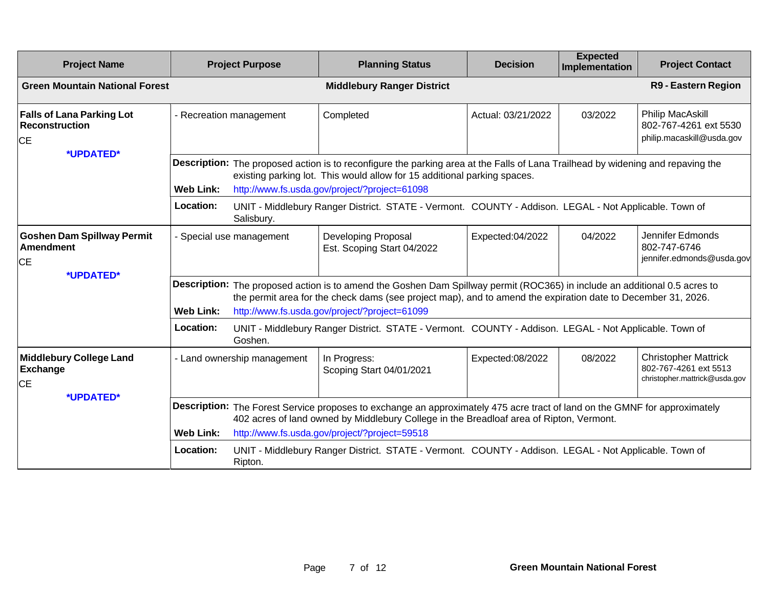| Project Name | Project Purpose | Planning Status | Decision | Expected Implementation | Project Contact |
|---|---|---|---|---|---|
| **Green Mountain National Forest** | | **Middlebury Ranger District** | | | **R9 - Eastern Region** |
| **Falls of Lana Parking Lot Reconstruction**<br>CE<br>***UPDATED*** | - Recreation management | Completed | Actual: 03/21/2022 | 03/2022 | Philip MacAskill<br>802-767-4261 ext 5530<br>philip.macaskill@usda.gov |
| | **Description:** The proposed action is to reconfigure the parking area at the Falls of Lana Trailhead by widening and repaving the existing parking lot. This would allow for 15 additional parking spaces.<br>**Web Link:** http://www.fs.usda.gov/project/?project=61098<br>**Location:** UNIT - Middlebury Ranger District. STATE - Vermont. COUNTY - Addison. LEGAL - Not Applicable. Town of Salisbury. | | | | |
| **Goshen Dam Spillway Permit Amendment**<br>CE<br>***UPDATED*** | - Special use management | Developing Proposal<br>Est. Scoping Start 04/2022 | Expected:04/2022 | 04/2022 | Jennifer Edmonds<br>802-747-6746<br>jennifer.edmonds@usda.gov |
| | **Description:** The proposed action is to amend the Goshen Dam Spillway permit (ROC365) in include an additional 0.5 acres to the permit area for the check dams (see project map), and to amend the expiration date to December 31, 2026.<br>**Web Link:** http://www.fs.usda.gov/project/?project=61099<br>**Location:** UNIT - Middlebury Ranger District. STATE - Vermont. COUNTY - Addison. LEGAL - Not Applicable. Town of Goshen. | | | | |
| **Middlebury College Land Exchange**<br>CE<br>***UPDATED*** | - Land ownership management | In Progress:<br>Scoping Start 04/01/2021 | Expected:08/2022 | 08/2022 | Christopher Mattrick<br>802-767-4261 ext 5513<br>christopher.mattrick@usda.gov |
| | **Description:** The Forest Service proposes to exchange an approximately 475 acre tract of land on the GMNF for approximately 402 acres of land owned by Middlebury College in the Breadloaf area of Ripton, Vermont.<br>**Web Link:** http://www.fs.usda.gov/project/?project=59518<br>**Location:** UNIT - Middlebury Ranger District. STATE - Vermont. COUNTY - Addison. LEGAL - Not Applicable. Town of Ripton. | | | | |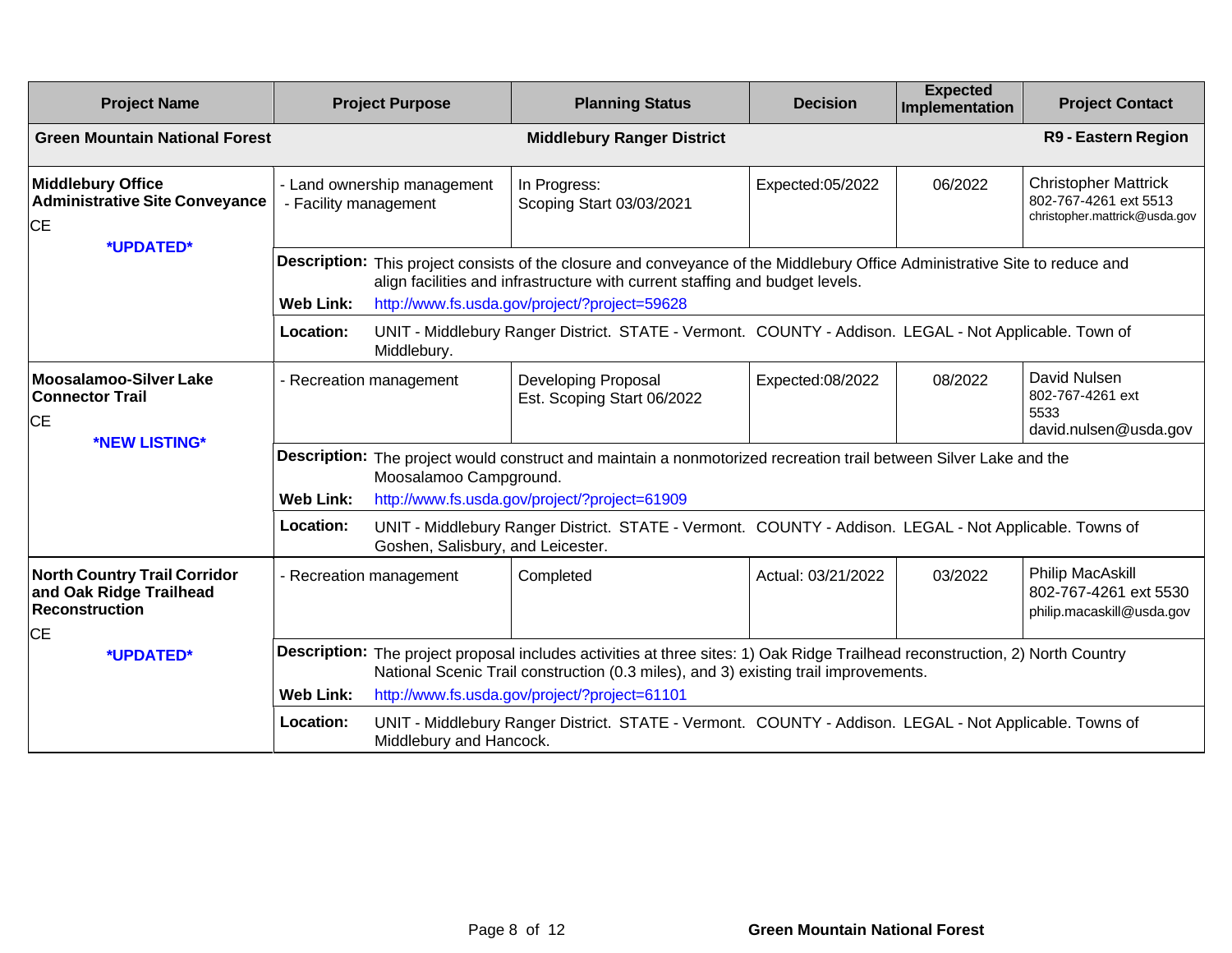| Project Name | Project Purpose | Planning Status | Decision | Expected Implementation | Project Contact |
|---|---|---|---|---|---|
| **Green Mountain National Forest** | | **Middlebury Ranger District** | | | **R9 - Eastern Region** |
| **Middlebury Office Administrative Site Conveyance**<br>CE<br>***UPDATED*** | - Land ownership management<br>- Facility management | In Progress:<br>Scoping Start 03/03/2021 | Expected:05/2022 | 06/2022 | Christopher Mattrick<br>802-767-4261 ext 5513<br>christopher.mattrick@usda.gov |
| | **Description:** This project consists of the closure and conveyance of the Middlebury Office Administrative Site to reduce and align facilities and infrastructure with current staffing and budget levels.<br>**Web Link:** http://www.fs.usda.gov/project/?project=59628<br>**Location:** UNIT - Middlebury Ranger District. STATE - Vermont. COUNTY - Addison. LEGAL - Not Applicable. Town of Middlebury. | | | | |
| **Moosalamoo-Silver Lake Connector Trail**<br>CE<br>***NEW LISTING*** | - Recreation management | Developing Proposal<br>Est. Scoping Start 06/2022 | Expected:08/2022 | 08/2022 | David Nulsen<br>802-767-4261 ext 5533<br>david.nulsen@usda.gov |
| | **Description:** The project would construct and maintain a nonmotorized recreation trail between Silver Lake and the Moosalamoo Campground.<br>**Web Link:** http://www.fs.usda.gov/project/?project=61909<br>**Location:** UNIT - Middlebury Ranger District. STATE - Vermont. COUNTY - Addison. LEGAL - Not Applicable. Towns of Goshen, Salisbury, and Leicester. | | | | |
| **North Country Trail Corridor and Oak Ridge Trailhead Reconstruction**<br>CE<br>***UPDATED*** | - Recreation management | Completed | Actual: 03/21/2022 | 03/2022 | Philip MacAskill<br>802-767-4261 ext 5530<br>philip.macaskill@usda.gov |
| | **Description:** The project proposal includes activities at three sites: 1) Oak Ridge Trailhead reconstruction, 2) North Country National Scenic Trail construction (0.3 miles), and 3) existing trail improvements.<br>**Web Link:** http://www.fs.usda.gov/project/?project=61101<br>**Location:** UNIT - Middlebury Ranger District. STATE - Vermont. COUNTY - Addison. LEGAL - Not Applicable. Towns of Middlebury and Hancock. | | | | |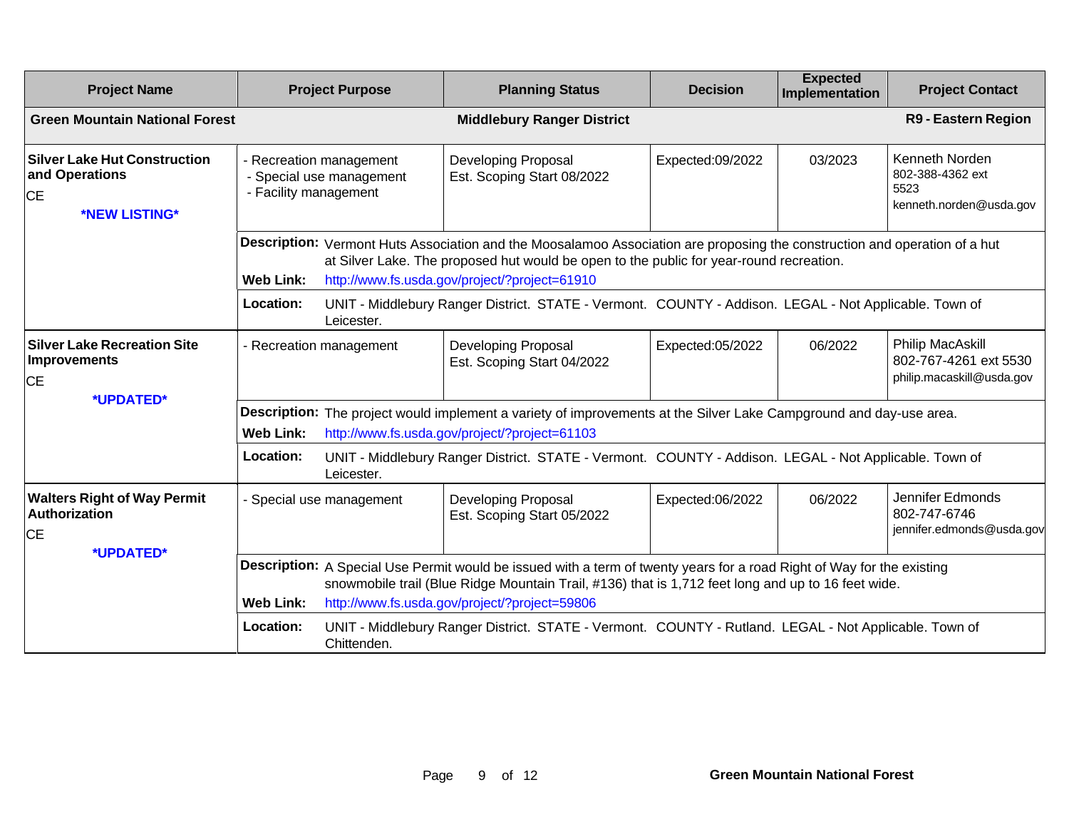| Project Name | Project Purpose | Planning Status | Decision | Expected Implementation | Project Contact |
|---|---|---|---|---|---|
| **Green Mountain National Forest** | | **Middlebury Ranger District** | | | **R9 - Eastern Region** |
| **Silver Lake Hut Construction and Operations**<br>CE<br>***NEW LISTING*** | - Recreation management<br>- Special use management<br>- Facility management | Developing Proposal<br>Est. Scoping Start 08/2022 | Expected:09/2022 | 03/2023 | Kenneth Norden<br>802-388-4362 ext 5523<br>kenneth.norden@usda.gov |
| | **Description:** Vermont Huts Association and the Moosalamoo Association are proposing the construction and operation of a hut at Silver Lake. The proposed hut would be open to the public for year-round recreation.<br>**Web Link:** http://www.fs.usda.gov/project/?project=61910 | | | | |
| | **Location:** UNIT - Middlebury Ranger District. STATE - Vermont. COUNTY - Addison. LEGAL - Not Applicable. Town of Leicester. | | | | |
| **Silver Lake Recreation Site Improvements**<br>CE<br>***UPDATED*** | - Recreation management | Developing Proposal<br>Est. Scoping Start 04/2022 | Expected:05/2022 | 06/2022 | Philip MacAskill<br>802-767-4261 ext 5530<br>philip.macaskill@usda.gov |
| | **Description:** The project would implement a variety of improvements at the Silver Lake Campground and day-use area.<br>**Web Link:** http://www.fs.usda.gov/project/?project=61103 | | | | |
| | **Location:** UNIT - Middlebury Ranger District. STATE - Vermont. COUNTY - Addison. LEGAL - Not Applicable. Town of Leicester. | | | | |
| **Walters Right of Way Permit Authorization**<br>CE<br>***UPDATED*** | - Special use management | Developing Proposal<br>Est. Scoping Start 05/2022 | Expected:06/2022 | 06/2022 | Jennifer Edmonds<br>802-747-6746<br>jennifer.edmonds@usda.gov |
| | **Description:** A Special Use Permit would be issued with a term of twenty years for a road Right of Way for the existing snowmobile trail (Blue Ridge Mountain Trail, #136) that is 1,712 feet long and up to 16 feet wide.<br>**Web Link:** http://www.fs.usda.gov/project/?project=59806 | | | | |
| | **Location:** UNIT - Middlebury Ranger District. STATE - Vermont. COUNTY - Rutland. LEGAL - Not Applicable. Town of Chittenden. | | | | |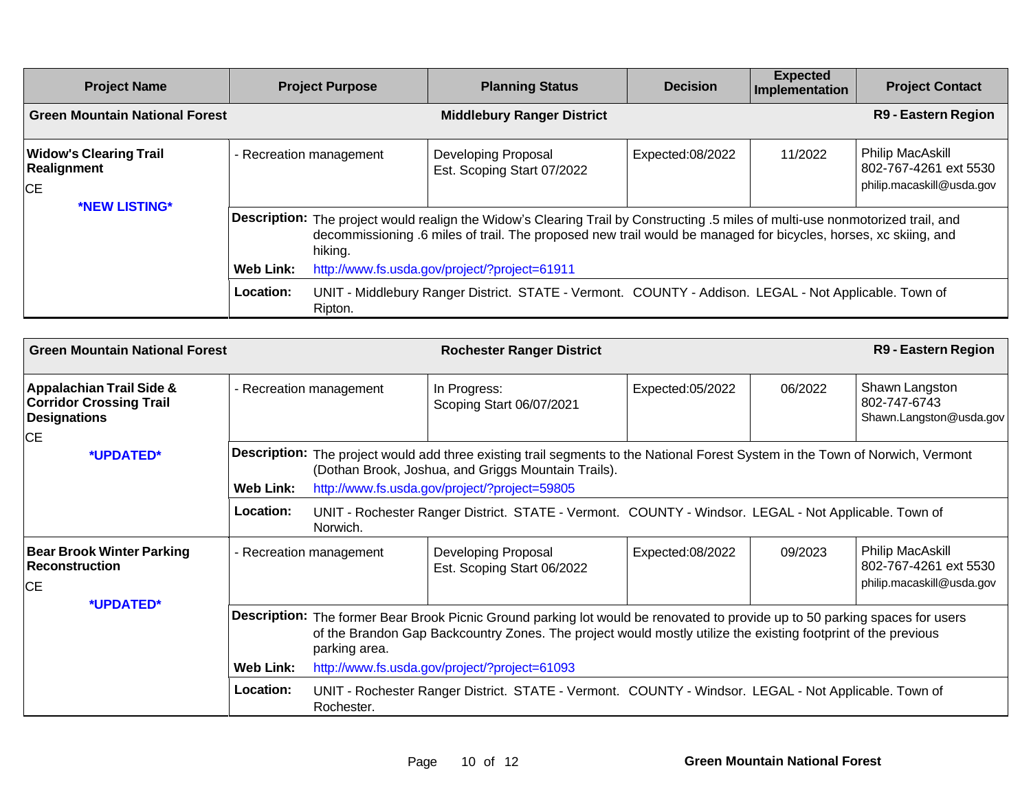| Project Name | Project Purpose | Planning Status | Decision | Expected Implementation | Project Contact |
|---|---|---|---|---|---|
| **Green Mountain National Forest** | | **Middlebury Ranger District** | | | **R9 - Eastern Region** |
| **Widow's Clearing Trail Realignment**<br>CE<br>***NEW LISTING*** | - Recreation management | Developing Proposal<br>Est. Scoping Start 07/2022 | Expected:08/2022 | 11/2022 | Philip MacAskill<br>802-767-4261 ext 5530<br>philip.macaskill@usda.gov |
| | **Description:** The project would realign the Widow's Clearing Trail by Constructing .5 miles of multi-use nonmotorized trail, and decommissioning .6 miles of trail. The proposed new trail would be managed for bicycles, horses, xc skiing, and hiking.<br>**Web Link:** http://www.fs.usda.gov/project/?project=61911 | | | | |
| | **Location:** UNIT - Middlebury Ranger District. STATE - Vermont. COUNTY - Addison. LEGAL - Not Applicable. Town of Ripton. | | | | |

| Project Name | Project Purpose | Planning Status | Decision | Expected Implementation | Project Contact |
|---|---|---|---|---|---|
| **Green Mountain National Forest** | | **Rochester Ranger District** | | | **R9 - Eastern Region** |
| **Appalachian Trail Side & Corridor Crossing Trail Designations**<br>CE<br>***UPDATED*** | - Recreation management | In Progress:<br>Scoping Start 06/07/2021 | Expected:05/2022 | 06/2022 | Shawn Langston<br>802-747-6743<br>Shawn.Langston@usda.gov |
| | **Description:** The project would add three existing trail segments to the National Forest System in the Town of Norwich, Vermont (Dothan Brook, Joshua, and Griggs Mountain Trails).<br>**Web Link:** http://www.fs.usda.gov/project/?project=59805 | | | | |
| | **Location:** UNIT - Rochester Ranger District. STATE - Vermont. COUNTY - Windsor. LEGAL - Not Applicable. Town of Norwich. | | | | |
| **Bear Brook Winter Parking Reconstruction**<br>CE<br>***UPDATED*** | - Recreation management | Developing Proposal<br>Est. Scoping Start 06/2022 | Expected:08/2022 | 09/2023 | Philip MacAskill<br>802-767-4261 ext 5530<br>philip.macaskill@usda.gov |
| | **Description:** The former Bear Brook Picnic Ground parking lot would be renovated to provide up to 50 parking spaces for users of the Brandon Gap Backcountry Zones. The project would mostly utilize the existing footprint of the previous parking area.<br>**Web Link:** http://www.fs.usda.gov/project/?project=61093 | | | | |
| | **Location:** UNIT - Rochester Ranger District. STATE - Vermont. COUNTY - Windsor. LEGAL - Not Applicable. Town of Rochester. | | | | |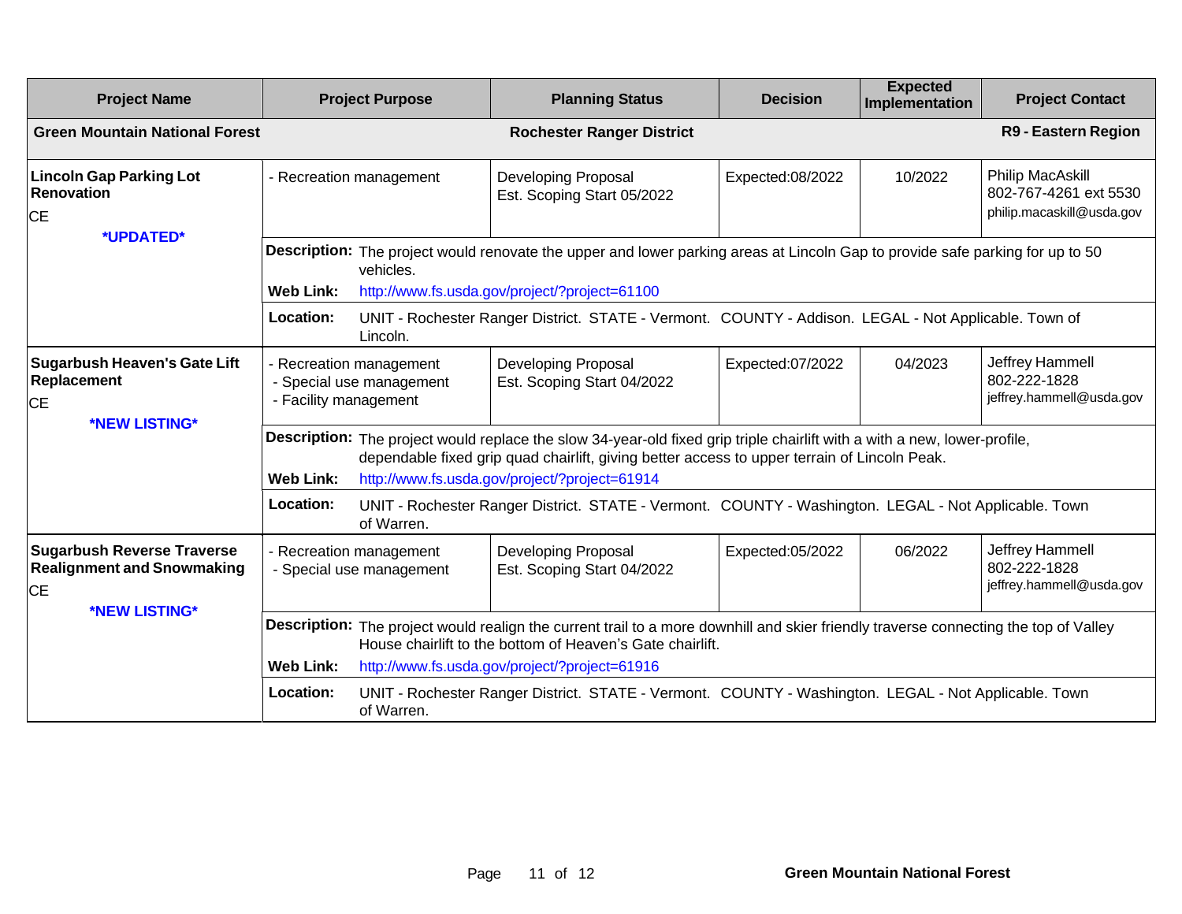| Project Name | Project Purpose | Planning Status | Decision | Expected Implementation | Project Contact |
|---|---|---|---|---|---|
| **Green Mountain National Forest** | | **Rochester Ranger District** | | | **R9 - Eastern Region** |
| **Lincoln Gap Parking Lot Renovation**<br>CE<br>***UPDATED*** | - Recreation management | Developing Proposal<br>Est. Scoping Start 05/2022 | Expected:08/2022 | 10/2022 | Philip MacAskill<br>802-767-4261 ext 5530<br>philip.macaskill@usda.gov |
| | **Description:** The project would renovate the upper and lower parking areas at Lincoln Gap to provide safe parking for up to 50 vehicles.<br>**Web Link:** http://www.fs.usda.gov/project/?project=61100 | | | | |
| | **Location:** UNIT - Rochester Ranger District. STATE - Vermont. COUNTY - Addison. LEGAL - Not Applicable. Town of Lincoln. | | | | |
| **Sugarbush Heaven's Gate Lift Replacement**<br>CE<br>***NEW LISTING*** | - Recreation management<br>- Special use management<br>- Facility management | Developing Proposal<br>Est. Scoping Start 04/2022 | Expected:07/2022 | 04/2023 | Jeffrey Hammell<br>802-222-1828<br>jeffrey.hammell@usda.gov |
| | **Description:** The project would replace the slow 34-year-old fixed grip triple chairlift with a with a new, lower-profile, dependable fixed grip quad chairlift, giving better access to upper terrain of Lincoln Peak.<br>**Web Link:** http://www.fs.usda.gov/project/?project=61914 | | | | |
| | **Location:** UNIT - Rochester Ranger District. STATE - Vermont. COUNTY - Washington. LEGAL - Not Applicable. Town of Warren. | | | | |
| **Sugarbush Reverse Traverse Realignment and Snowmaking**<br>CE<br>***NEW LISTING*** | - Recreation management<br>- Special use management | Developing Proposal<br>Est. Scoping Start 04/2022 | Expected:05/2022 | 06/2022 | Jeffrey Hammell<br>802-222-1828<br>jeffrey.hammell@usda.gov |
| | **Description:** The project would realign the current trail to a more downhill and skier friendly traverse connecting the top of Valley House chairlift to the bottom of Heaven's Gate chairlift.<br>**Web Link:** http://www.fs.usda.gov/project/?project=61916 | | | | |
| | **Location:** UNIT - Rochester Ranger District. STATE - Vermont. COUNTY - Washington. LEGAL - Not Applicable. Town of Warren. | | | | |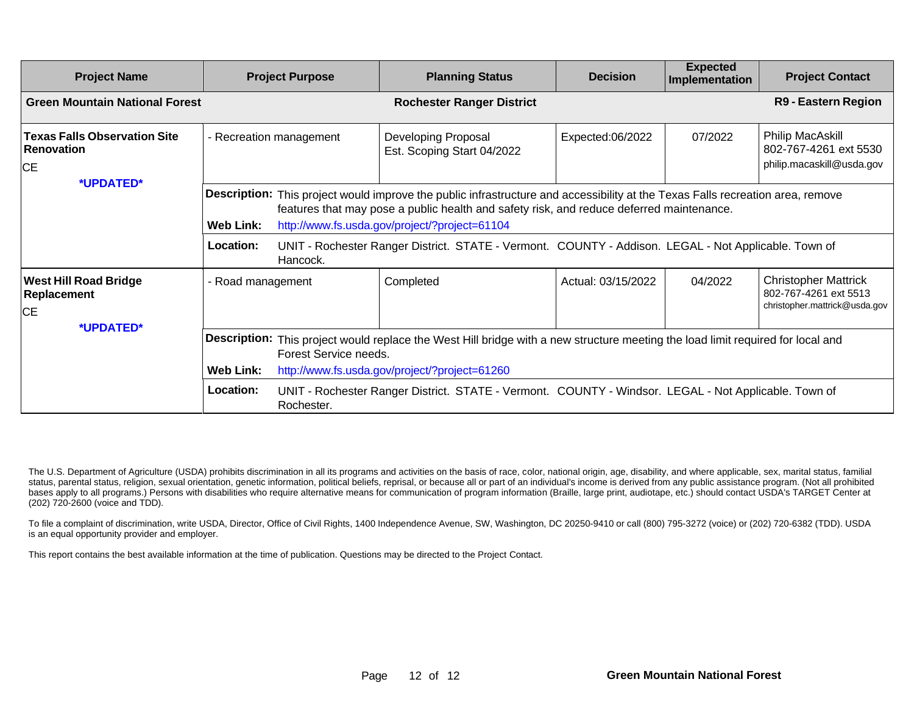| Project Name | Project Purpose | Planning Status | Decision | Expected Implementation | Project Contact |
|---|---|---|---|---|---|
| **Green Mountain National Forest** | | **Rochester Ranger District** | | | **R9 - Eastern Region** |
| **Texas Falls Observation Site Renovation**<br>CE<br>**\*UPDATED\*** | - Recreation management | Developing Proposal<br>Est. Scoping Start 04/2022 | Expected:06/2022 | 07/2022 | Philip MacAskill<br>802-767-4261 ext 5530<br>philip.macaskill@usda.gov |
| | **Description:** This project would improve the public infrastructure and accessibility at the Texas Falls recreation area, remove features that may pose a public health and safety risk, and reduce deferred maintenance.<br>**Web Link:** http://www.fs.usda.gov/project/?project=61104 | | | | |
| | **Location:** UNIT - Rochester Ranger District. STATE - Vermont. COUNTY - Addison. LEGAL - Not Applicable. Town of Hancock. | | | | |
| **West Hill Road Bridge Replacement**<br>CE<br>**\*UPDATED\*** | - Road management | Completed | Actual: 03/15/2022 | 04/2022 | Christopher Mattrick<br>802-767-4261 ext 5513<br>christopher.mattrick@usda.gov |
| | **Description:** This project would replace the West Hill bridge with a new structure meeting the load limit required for local and Forest Service needs.<br>**Web Link:** http://www.fs.usda.gov/project/?project=61260 | | | | |
| | **Location:** UNIT - Rochester Ranger District. STATE - Vermont. COUNTY - Windsor. LEGAL - Not Applicable. Town of Rochester. | | | | |

The U.S. Department of Agriculture (USDA) prohibits discrimination in all its programs and activities on the basis of race, color, national origin, age, disability, and where applicable, sex, marital status, familial status, parental status, religion, sexual orientation, genetic information, political beliefs, reprisal, or because all or part of an individual's income is derived from any public assistance program. (Not all prohibited bases apply to all programs.) Persons with disabilities who require alternative means for communication of program information (Braille, large print, audiotape, etc.) should contact USDA's TARGET Center at (202) 720-2600 (voice and TDD).

To file a complaint of discrimination, write USDA, Director, Office of Civil Rights, 1400 Independence Avenue, SW, Washington, DC 20250-9410 or call (800) 795-3272 (voice) or (202) 720-6382 (TDD). USDA is an equal opportunity provider and employer.

This report contains the best available information at the time of publication. Questions may be directed to the Project Contact.